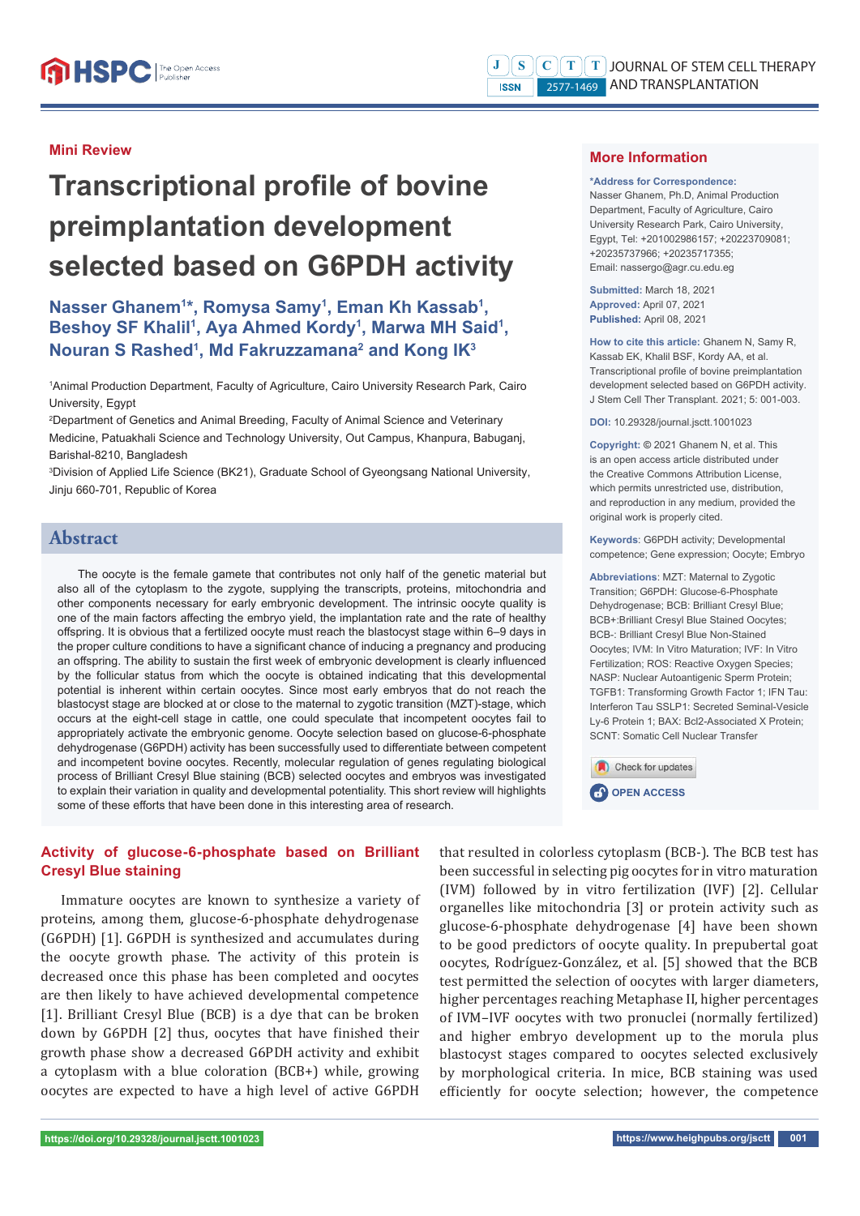Mini Review

# Transcriptional profile of bovine preimplantation development selected based on G6PDH activity

**Nasser Ghanem[1]*, Romysa Samy[1], Eman Kh Kassab[1], Beshoy SF Khalil[1], Aya Ahmed Kordy[1], Marwa MH Said[1], Nouran S Rashed[1], Md Fakruzzamana[2] and Kong IK[3]**

[1]Animal Production Department, Faculty of Agriculture, Cairo University Research Park, Cairo University, Egypt

[2]Department of Genetics and Animal Breeding, Faculty of Animal Science and Veterinary Medicine, Patuakhali Science and Technology University, Out Campus, Khanpura, Babuganj, Barishal-8210, Bangladesh

[3]Division of Applied Life Science (BK21), Graduate School of Gyeongsang National University, Jinju 660-701, Republic of Korea

## More Information

**\*Address for Correspondence:** Nasser Ghanem, Ph.D, Animal Production Department, Faculty of Agriculture, Cairo University Research Park, Cairo University, Egypt, Tel: +201002986157; +20223709081; +20235737966; +20235717355; Email: nassergo@agr.cu.edu.eg

**Submitted:** March 18, 2021
**Approved:** April 07, 2021
**Published:** April 08, 2021

**How to cite this article:** Ghanem N, Samy R, Kassab EK, Khalil BSF, Kordy AA, et al. Transcriptional profile of bovine preimplantation development selected based on G6PDH activity. J Stem Cell Ther Transplant. 2021; 5: 001-003.

**DOI:** 10.29328/journal.jsctt.1001023

**Copyright:** © 2021 Ghanem N, et al. This is an open access article distributed under the Creative Commons Attribution License, which permits unrestricted use, distribution, and reproduction in any medium, provided the original work is properly cited.

**Keywords:** G6PDH activity; Developmental competence; Gene expression; Oocyte; Embryo

**Abbreviations:** MZT: Maternal to Zygotic Transition; G6PDH: Glucose-6-Phosphate Dehydrogenase; BCB: Brilliant Cresyl Blue; BCB+:Brilliant Cresyl Blue Stained Oocytes; BCB-: Brilliant Cresyl Blue Non-Stained Oocytes; IVM: In Vitro Maturation; IVF: In Vitro Fertilization; ROS: Reactive Oxygen Species; NASP: Nuclear Autoantigenic Sperm Protein; TGFB1: Transforming Growth Factor 1; IFN Tau: Interferon Tau SSLP1: Secreted Seminal-Vesicle Ly-6 Protein 1; BAX: Bcl2-Associated X Protein; SCNT: Somatic Cell Nuclear Transfer

OPEN ACCESS

## Abstract

The oocyte is the female gamete that contributes not only half of the genetic material but also all of the cytoplasm to the zygote, supplying the transcripts, proteins, mitochondria and other components necessary for early embryonic development. The intrinsic oocyte quality is one of the main factors affecting the embryo yield, the implantation rate and the rate of healthy offspring. It is obvious that a fertilized oocyte must reach the blastocyst stage within 6–9 days in the proper culture conditions to have a significant chance of inducing a pregnancy and producing an offspring. The ability to sustain the first week of embryonic development is clearly influenced by the follicular status from which the oocyte is obtained indicating that this developmental potential is inherent within certain oocytes. Since most early embryos that do not reach the blastocyst stage are blocked at or close to the maternal to zygotic transition (MZT)-stage, which occurs at the eight-cell stage in cattle, one could speculate that incompetent oocytes fail to appropriately activate the embryonic genome. Oocyte selection based on glucose-6-phosphate dehydrogenase (G6PDH) activity has been successfully used to differentiate between competent and incompetent bovine oocytes. Recently, molecular regulation of genes regulating biological process of Brilliant Cresyl Blue staining (BCB) selected oocytes and embryos was investigated to explain their variation in quality and developmental potentiality. This short review will highlights some of these efforts that have been done in this interesting area of research.

## Activity of glucose-6-phosphate based on Brilliant Cresyl Blue staining

Immature oocytes are known to synthesize a variety of proteins, among them, glucose-6-phosphate dehydrogenase (G6PDH) [1]. G6PDH is synthesized and accumulates during the oocyte growth phase. The activity of this protein is decreased once this phase has been completed and oocytes are then likely to have achieved developmental competence [1]. Brilliant Cresyl Blue (BCB) is a dye that can be broken down by G6PDH [2] thus, oocytes that have finished their growth phase show a decreased G6PDH activity and exhibit a cytoplasm with a blue coloration (BCB+) while, growing oocytes are expected to have a high level of active G6PDH that resulted in colorless cytoplasm (BCB-). The BCB test has been successful in selecting pig oocytes for in vitro maturation (IVM) followed by in vitro fertilization (IVF) [2]. Cellular organelles like mitochondria [3] or protein activity such as glucose-6-phosphate dehydrogenase [4] have been shown to be good predictors of oocyte quality. In prepubertal goat oocytes, Rodríguez-González, et al. [5] showed that the BCB test permitted the selection of oocytes with larger diameters, higher percentages reaching Metaphase II, higher percentages of IVM–IVF oocytes with two pronuclei (normally fertilized) and higher embryo development up to the morula plus blastocyst stages compared to oocytes selected exclusively by morphological criteria. In mice, BCB staining was used efficiently for oocyte selection; however, the competence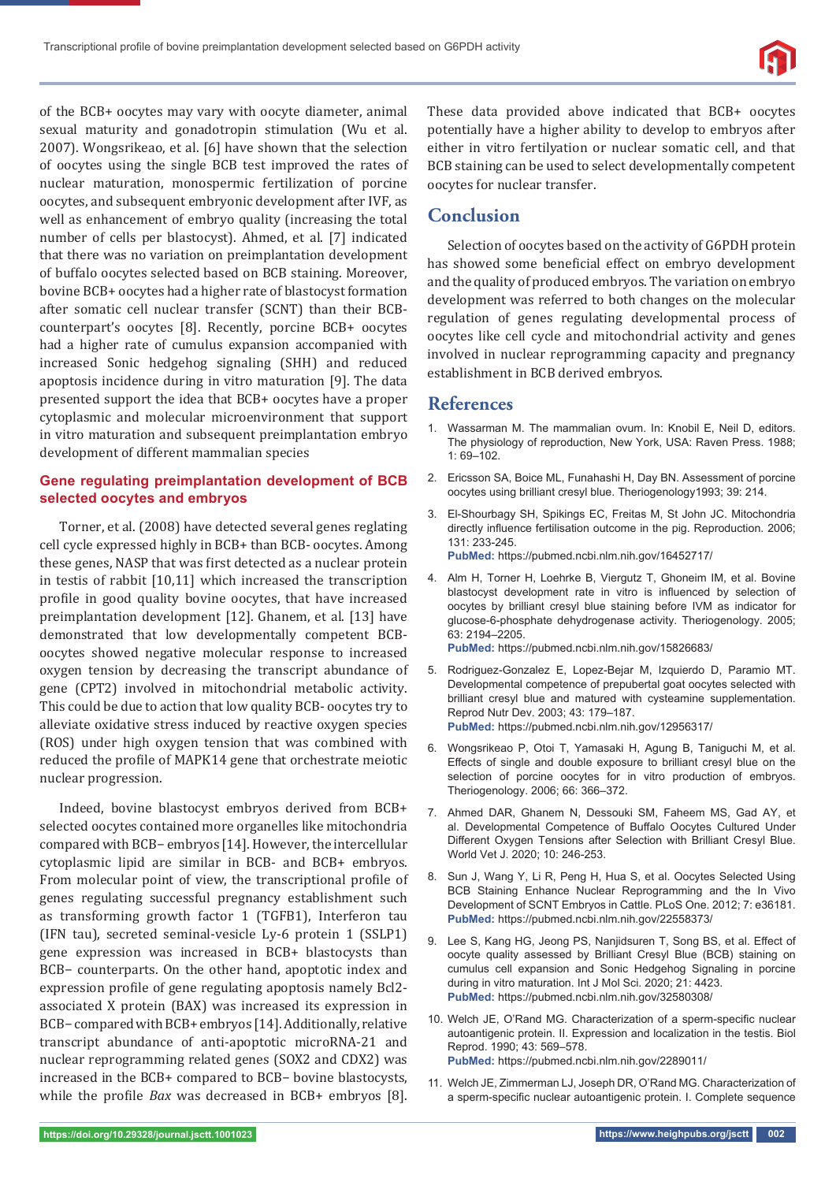of the BCB+ oocytes may vary with oocyte diameter, animal sexual maturity and gonadotropin stimulation (Wu et al. 2007). Wongsrikeao, et al. [6] have shown that the selection of oocytes using the single BCB test improved the rates of nuclear maturation, monospermic fertilization of porcine oocytes, and subsequent embryonic development after IVF, as well as enhancement of embryo quality (increasing the total number of cells per blastocyst). Ahmed, et al. [7] indicated that there was no variation on preimplantation development of buffalo oocytes selected based on BCB staining. Moreover, bovine BCB+ oocytes had a higher rate of blastocyst formation after somatic cell nuclear transfer (SCNT) than their BCB- counterpart's oocytes [8]. Recently, porcine BCB+ oocytes had a higher rate of cumulus expansion accompanied with increased Sonic hedgehog signaling (SHH) and reduced apoptosis incidence during in vitro maturation [9]. The data presented support the idea that BCB+ oocytes have a proper cytoplasmic and molecular microenvironment that support in vitro maturation and subsequent preimplantation embryo development of different mammalian species

### Gene regulating preimplantation development of BCB selected oocytes and embryos

Torner, et al. (2008) have detected several genes reglating cell cycle expressed highly in BCB+ than BCB- oocytes. Among these genes, NASP that was first detected as a nuclear protein in testis of rabbit [10,11] which increased the transcription profile in good quality bovine oocytes, that have increased preimplantation development [12]. Ghanem, et al. [13] have demonstrated that low developmentally competent BCB- oocytes showed negative molecular response to increased oxygen tension by decreasing the transcript abundance of gene (CPT2) involved in mitochondrial metabolic activity. This could be due to action that low quality BCB- oocytes try to alleviate oxidative stress induced by reactive oxygen species (ROS) under high oxygen tension that was combined with reduced the profile of MAPK14 gene that orchestrate meiotic nuclear progression.

Indeed, bovine blastocyst embryos derived from BCB+ selected oocytes contained more organelles like mitochondria compared with BCB− embryos [14]. However, the intercellular cytoplasmic lipid are similar in BCB- and BCB+ embryos. From molecular point of view, the transcriptional profile of genes regulating successful pregnancy establishment such as transforming growth factor 1 (TGFB1), Interferon tau (IFN tau), secreted seminal-vesicle Ly-6 protein 1 (SSLP1) gene expression was increased in BCB+ blastocysts than BCB− counterparts. On the other hand, apoptotic index and expression profile of gene regulating apoptosis namely Bcl2-associated X protein (BAX) was increased its expression in BCB− compared with BCB+ embryos [14]. Additionally, relative transcript abundance of anti-apoptotic microRNA-21 and nuclear reprogramming related genes (SOX2 and CDX2) was increased in the BCB+ compared to BCB− bovine blastocysts, while the profile *Bax* was decreased in BCB+ embryos [8]. These data provided above indicated that BCB+ oocytes potentially have a higher ability to develop to embryos after either in vitro fertilyation or nuclear somatic cell, and that BCB staining can be used to select developmentally competent oocytes for nuclear transfer.

## Conclusion

Selection of oocytes based on the activity of G6PDH protein has showed some beneficial effect on embryo development and the quality of produced embryos. The variation on embryo development was referred to both changes on the molecular regulation of genes regulating developmental process of oocytes like cell cycle and mitochondrial activity and genes involved in nuclear reprogramming capacity and pregnancy establishment in BCB derived embryos.

## References

1. Wassarman M. The mammalian ovum. In: Knobil E, Neil D, editors. The physiology of reproduction, New York, USA: Raven Press. 1988; 1: 69–102.
2. Ericsson SA, Boice ML, Funahashi H, Day BN. Assessment of porcine oocytes using brilliant cresyl blue. Theriogenology1993; 39: 214.
3. El-Shourbagy SH, Spikings EC, Freitas M, St John JC. Mitochondria directly influence fertilisation outcome in the pig. Reproduction. 2006; 131: 233-245. **PubMed:** https://pubmed.ncbi.nlm.nih.gov/16452717/
4. Alm H, Torner H, Loehrke B, Viergutz T, Ghoneim IM, et al. Bovine blastocyst development rate in vitro is influenced by selection of oocytes by brilliant cresyl blue staining before IVM as indicator for glucose-6-phosphate dehydrogenase activity. Theriogenology. 2005; 63: 2194–2205. **PubMed:** https://pubmed.ncbi.nlm.nih.gov/15826683/
5. Rodriguez-Gonzalez E, Lopez-Bejar M, Izquierdo D, Paramio MT. Developmental competence of prepubertal goat oocytes selected with brilliant cresyl blue and matured with cysteamine supplementation. Reprod Nutr Dev. 2003; 43: 179–187. **PubMed:** https://pubmed.ncbi.nlm.nih.gov/12956317/
6. Wongsrikeao P, Otoi T, Yamasaki H, Agung B, Taniguchi M, et al. Effects of single and double exposure to brilliant cresyl blue on the selection of porcine oocytes for in vitro production of embryos. Theriogenology. 2006; 66: 366–372.
7. Ahmed DAR, Ghanem N, Dessouki SM, Faheem MS, Gad AY, et al. Developmental Competence of Buffalo Oocytes Cultured Under Different Oxygen Tensions after Selection with Brilliant Cresyl Blue. World Vet J. 2020; 10: 246-253.
8. Sun J, Wang Y, Li R, Peng H, Hua S, et al. Oocytes Selected Using BCB Staining Enhance Nuclear Reprogramming and the In Vivo Development of SCNT Embryos in Cattle. PLoS One. 2012; 7: e36181. **PubMed:** https://pubmed.ncbi.nlm.nih.gov/22558373/
9. Lee S, Kang HG, Jeong PS, Nanjidsuren T, Song BS, et al. Effect of oocyte quality assessed by Brilliant Cresyl Blue (BCB) staining on cumulus cell expansion and Sonic Hedgehog Signaling in porcine during in vitro maturation. Int J Mol Sci. 2020; 21: 4423. **PubMed:** https://pubmed.ncbi.nlm.nih.gov/32580308/
10. Welch JE, O'Rand MG. Characterization of a sperm-specific nuclear autoantigenic protein. II. Expression and localization in the testis. Biol Reprod. 1990; 43: 569–578. **PubMed:** https://pubmed.ncbi.nlm.nih.gov/2289011/
11. Welch JE, Zimmerman LJ, Joseph DR, O'Rand MG. Characterization of a sperm-specific nuclear autoantigenic protein. I. Complete sequence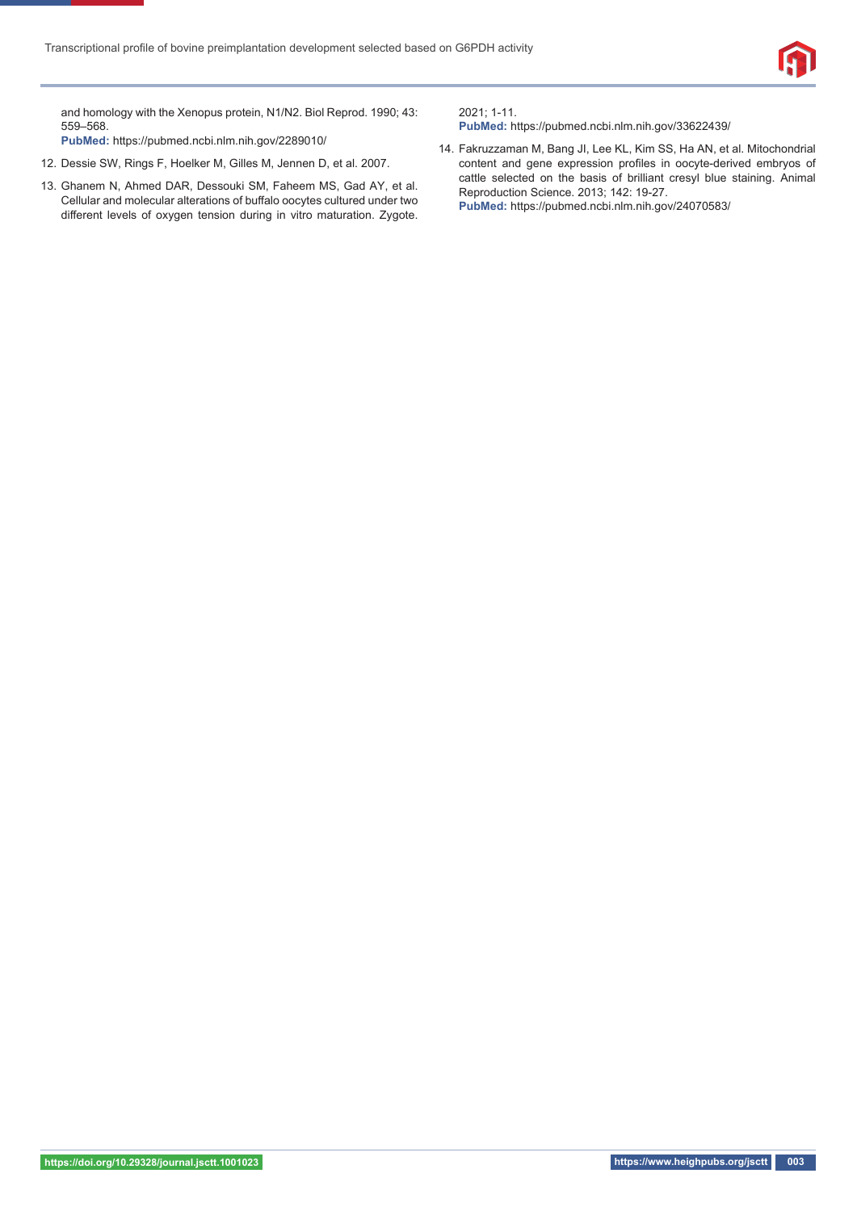and homology with the Xenopus protein, N1/N2. Biol Reprod. 1990; 43: 559–568.
**PubMed:** https://pubmed.ncbi.nlm.nih.gov/2289010/

12. Dessie SW, Rings F, Hoelker M, Gilles M, Jennen D, et al. 2007.

13. Ghanem N, Ahmed DAR, Dessouki SM, Faheem MS, Gad AY, et al. Cellular and molecular alterations of buffalo oocytes cultured under two different levels of oxygen tension during in vitro maturation. Zygote. 2021; 1-11.
**PubMed:** https://pubmed.ncbi.nlm.nih.gov/33622439/

14. Fakruzzaman M, Bang JI, Lee KL, Kim SS, Ha AN, et al. Mitochondrial content and gene expression profiles in oocyte-derived embryos of cattle selected on the basis of brilliant cresyl blue staining. Animal Reproduction Science. 2013; 142: 19-27.
**PubMed:** https://pubmed.ncbi.nlm.nih.gov/24070583/